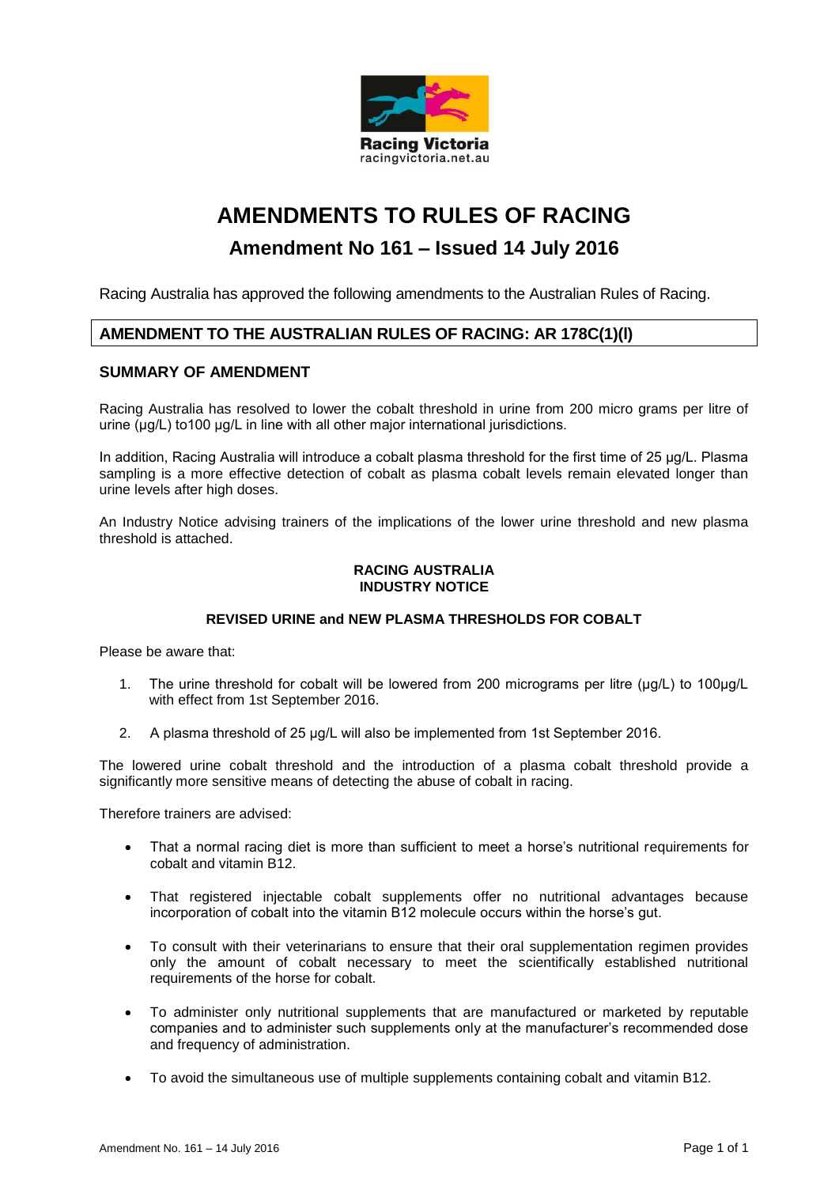Racing Victoria
racingvictoria.net.au

# AMENDMENTS TO RULES OF RACING

## Amendment No 161 – Issued 14 July 2016

Racing Australia has approved the following amendments to the Australian Rules of Racing.

### AMENDMENT TO THE AUSTRALIAN RULES OF RACING: AR 178C(1)(l)

### SUMMARY OF AMENDMENT

Racing Australia has resolved to lower the cobalt threshold in urine from 200 micro grams per litre of urine (µg/L) to100 µg/L in line with all other major international jurisdictions.

In addition, Racing Australia will introduce a cobalt plasma threshold for the first time of 25 µg/L. Plasma sampling is a more effective detection of cobalt as plasma cobalt levels remain elevated longer than urine levels after high doses.

An Industry Notice advising trainers of the implications of the lower urine threshold and new plasma threshold is attached.

**RACING AUSTRALIA**
**INDUSTRY NOTICE**

**REVISED URINE and NEW PLASMA THRESHOLDS FOR COBALT**

Please be aware that:

1. The urine threshold for cobalt will be lowered from 200 micrograms per litre (µg/L) to 100µg/L with effect from 1st September 2016.

2. A plasma threshold of 25 µg/L will also be implemented from 1st September 2016.

The lowered urine cobalt threshold and the introduction of a plasma cobalt threshold provide a significantly more sensitive means of detecting the abuse of cobalt in racing.

Therefore trainers are advised:

- That a normal racing diet is more than sufficient to meet a horse's nutritional requirements for cobalt and vitamin B12.
- That registered injectable cobalt supplements offer no nutritional advantages because incorporation of cobalt into the vitamin B12 molecule occurs within the horse's gut.
- To consult with their veterinarians to ensure that their oral supplementation regimen provides only the amount of cobalt necessary to meet the scientifically established nutritional requirements of the horse for cobalt.
- To administer only nutritional supplements that are manufactured or marketed by reputable companies and to administer such supplements only at the manufacturer's recommended dose and frequency of administration.
- To avoid the simultaneous use of multiple supplements containing cobalt and vitamin B12.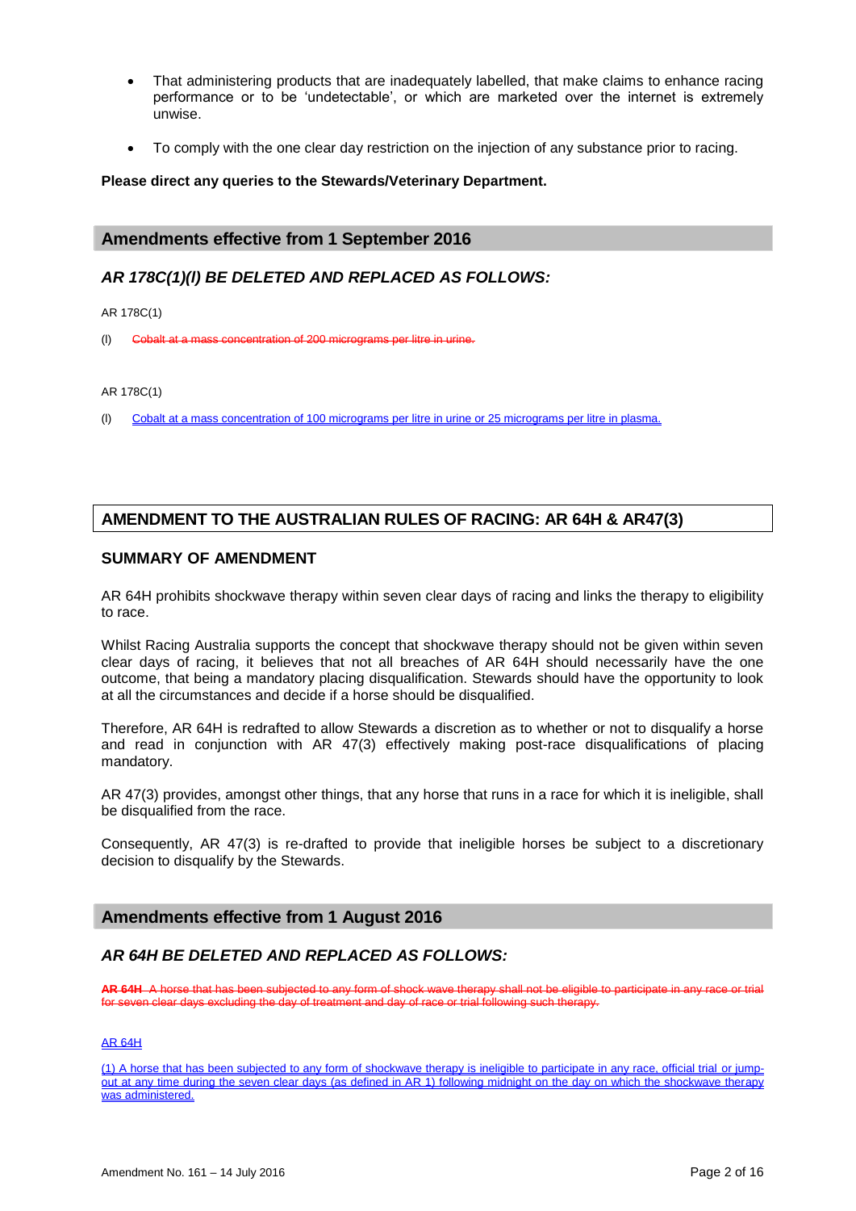- That administering products that are inadequately labelled, that make claims to enhance racing performance or to be 'undetectable', or which are marketed over the internet is extremely unwise.
- To comply with the one clear day restriction on the injection of any substance prior to racing.

**Please direct any queries to the Stewards/Veterinary Department.**

## Amendments effective from 1 September 2016

### *AR 178C(1)(l) BE DELETED AND REPLACED AS FOLLOWS:*

AR 178C(1)

(l) ~~Cobalt at a mass concentration of 200 micrograms per litre in urine.~~

AR 178C(1)

(l) Cobalt at a mass concentration of 100 micrograms per litre in urine or 25 micrograms per litre in plasma.

## AMENDMENT TO THE AUSTRALIAN RULES OF RACING: AR 64H & AR47(3)

### SUMMARY OF AMENDMENT

AR 64H prohibits shockwave therapy within seven clear days of racing and links the therapy to eligibility to race.

Whilst Racing Australia supports the concept that shockwave therapy should not be given within seven clear days of racing, it believes that not all breaches of AR 64H should necessarily have the one outcome, that being a mandatory placing disqualification. Stewards should have the opportunity to look at all the circumstances and decide if a horse should be disqualified.

Therefore, AR 64H is redrafted to allow Stewards a discretion as to whether or not to disqualify a horse and read in conjunction with AR 47(3) effectively making post-race disqualifications of placing mandatory.

AR 47(3) provides, amongst other things, that any horse that runs in a race for which it is ineligible, shall be disqualified from the race.

Consequently, AR 47(3) is re-drafted to provide that ineligible horses be subject to a discretionary decision to disqualify by the Stewards.

## Amendments effective from 1 August 2016

### *AR 64H BE DELETED AND REPLACED AS FOLLOWS:*

~~**AR 64H** A horse that has been subjected to any form of shock wave therapy shall not be eligible to participate in any race or trial for seven clear days excluding the day of treatment and day of race or trial following such therapy.~~

AR 64H

(1) A horse that has been subjected to any form of shockwave therapy is ineligible to participate in any race, official trial or jump-out at any time during the seven clear days (as defined in AR 1) following midnight on the day on which the shockwave therapy was administered.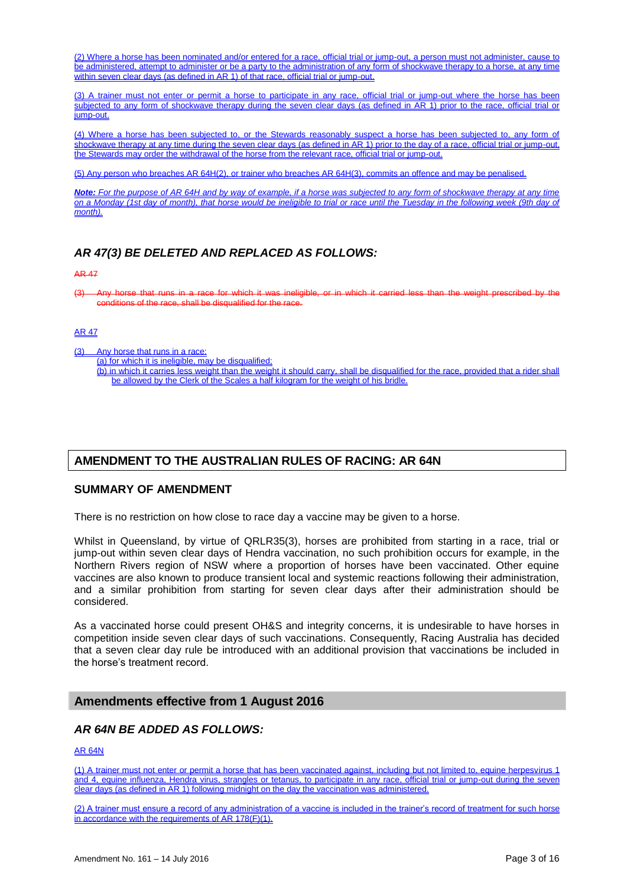(2) Where a horse has been nominated and/or entered for a race, official trial or jump-out, a person must not administer, cause to be administered, attempt to administer or be a party to the administration of any form of shockwave therapy to a horse, at any time within seven clear days (as defined in AR 1) of that race, official trial or jump-out.

(3) A trainer must not enter or permit a horse to participate in any race, official trial or jump-out where the horse has been subjected to any form of shockwave therapy during the seven clear days (as defined in AR 1) prior to the race, official trial or jump-out.

(4) Where a horse has been subjected to, or the Stewards reasonably suspect a horse has been subjected to, any form of shockwave therapy at any time during the seven clear days (as defined in AR 1) prior to the day of a race, official trial or jump-out, the Stewards may order the withdrawal of the horse from the relevant race, official trial or jump-out.

(5) Any person who breaches AR 64H(2), or trainer who breaches AR 64H(3), commits an offence and may be penalised.

***Note:*** *For the purpose of AR 64H and by way of example, if a horse was subjected to any form of shockwave therapy at any time on a Monday (1st day of month), that horse would be ineligible to trial or race until the Tuesday in the following week (9th day of month).*

### *AR 47(3) BE DELETED AND REPLACED AS FOLLOWS:*

~~AR 47~~

~~(3) Any horse that runs in a race for which it was ineligible, or in which it carried less than the weight prescribed by the conditions of the race, shall be disqualified for the race.~~

AR 47

(3) Any horse that runs in a race:
  (a) for which it is ineligible, may be disqualified;
  (b) in which it carries less weight than the weight it should carry, shall be disqualified for the race, provided that a rider shall be allowed by the Clerk of the Scales a half kilogram for the weight of his bridle.

## AMENDMENT TO THE AUSTRALIAN RULES OF RACING: AR 64N

### SUMMARY OF AMENDMENT

There is no restriction on how close to race day a vaccine may be given to a horse.

Whilst in Queensland, by virtue of QRLR35(3), horses are prohibited from starting in a race, trial or jump-out within seven clear days of Hendra vaccination, no such prohibition occurs for example, in the Northern Rivers region of NSW where a proportion of horses have been vaccinated. Other equine vaccines are also known to produce transient local and systemic reactions following their administration, and a similar prohibition from starting for seven clear days after their administration should be considered.

As a vaccinated horse could present OH&S and integrity concerns, it is undesirable to have horses in competition inside seven clear days of such vaccinations. Consequently, Racing Australia has decided that a seven clear day rule be introduced with an additional provision that vaccinations be included in the horse's treatment record.

### Amendments effective from 1 August 2016

### *AR 64N BE ADDED AS FOLLOWS:*

AR 64N

(1) A trainer must not enter or permit a horse that has been vaccinated against, including but not limited to, equine herpesvirus 1 and 4, equine influenza, Hendra virus, strangles or tetanus, to participate in any race, official trial or jump-out during the seven clear days (as defined in AR 1) following midnight on the day the vaccination was administered.

(2) A trainer must ensure a record of any administration of a vaccine is included in the trainer's record of treatment for such horse in accordance with the requirements of AR 178(F)(1).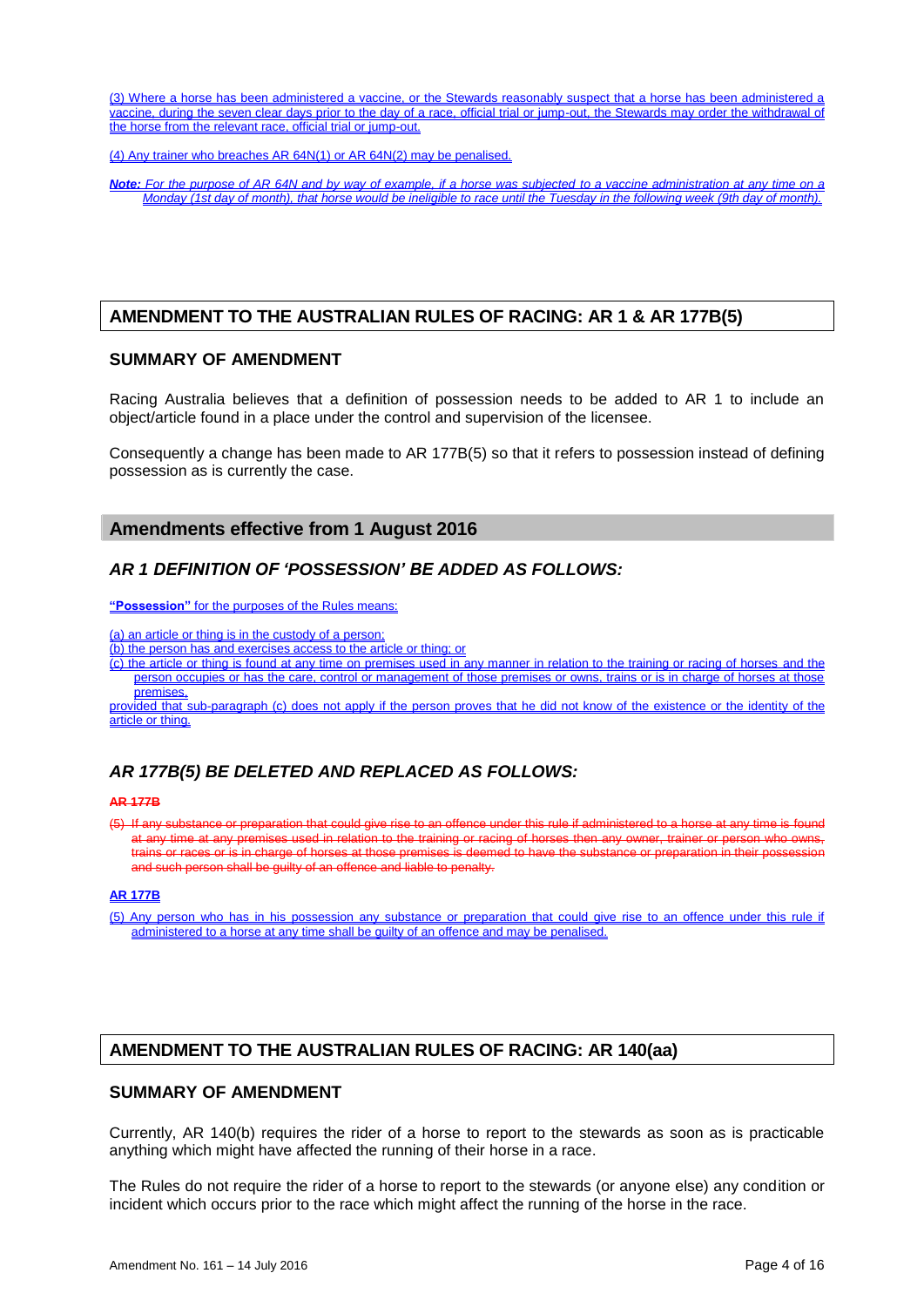(3) Where a horse has been administered a vaccine, or the Stewards reasonably suspect that a horse has been administered a vaccine, during the seven clear days prior to the day of a race, official trial or jump-out, the Stewards may order the withdrawal of the horse from the relevant race, official trial or jump-out.

(4) Any trainer who breaches AR 64N(1) or AR 64N(2) may be penalised.

***Note:*** *For the purpose of AR 64N and by way of example, if a horse was subjected to a vaccine administration at any time on a Monday (1st day of month), that horse would be ineligible to race until the Tuesday in the following week (9th day of month).*

## AMENDMENT TO THE AUSTRALIAN RULES OF RACING: AR 1 & AR 177B(5)

### SUMMARY OF AMENDMENT

Racing Australia believes that a definition of possession needs to be added to AR 1 to include an object/article found in a place under the control and supervision of the licensee.

Consequently a change has been made to AR 177B(5) so that it refers to possession instead of defining possession as is currently the case.

## Amendments effective from 1 August 2016

### *AR 1 DEFINITION OF 'POSSESSION' BE ADDED AS FOLLOWS:*

**"Possession"** for the purposes of the Rules means:

(a) an article or thing is in the custody of a person;
(b) the person has and exercises access to the article or thing; or
(c) the article or thing is found at any time on premises used in any manner in relation to the training or racing of horses and the person occupies or has the care, control or management of those premises or owns, trains or is in charge of horses at those premises,

provided that sub-paragraph (c) does not apply if the person proves that he did not know of the existence or the identity of the article or thing.

### *AR 177B(5) BE DELETED AND REPLACED AS FOLLOWS:*

~~**AR 177B**~~

~~(5) If any substance or preparation that could give rise to an offence under this rule if administered to a horse at any time is found at any time at any premises used in relation to the training or racing of horses then any owner, trainer or person who owns, trains or races or is in charge of horses at those premises is deemed to have the substance or preparation in their possession and such person shall be guilty of an offence and liable to penalty.~~

**AR 177B**

(5) Any person who has in his possession any substance or preparation that could give rise to an offence under this rule if administered to a horse at any time shall be guilty of an offence and may be penalised.

## AMENDMENT TO THE AUSTRALIAN RULES OF RACING: AR 140(aa)

### SUMMARY OF AMENDMENT

Currently, AR 140(b) requires the rider of a horse to report to the stewards as soon as is practicable anything which might have affected the running of their horse in a race.

The Rules do not require the rider of a horse to report to the stewards (or anyone else) any condition or incident which occurs prior to the race which might affect the running of the horse in the race.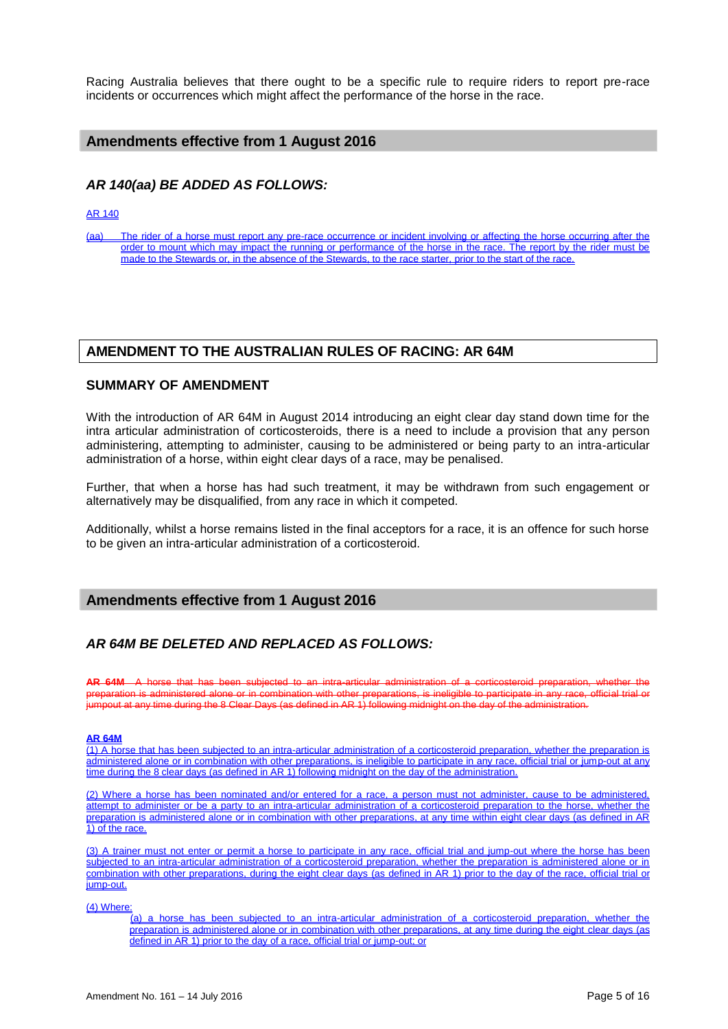Racing Australia believes that there ought to be a specific rule to require riders to report pre-race incidents or occurrences which might affect the performance of the horse in the race.

## Amendments effective from 1 August 2016

### *AR 140(aa) BE ADDED AS FOLLOWS:*

AR 140

(aa) The rider of a horse must report any pre-race occurrence or incident involving or affecting the horse occurring after the order to mount which may impact the running or performance of the horse in the race. The report by the rider must be made to the Stewards or, in the absence of the Stewards, to the race starter, prior to the start of the race.

## AMENDMENT TO THE AUSTRALIAN RULES OF RACING: AR 64M

### SUMMARY OF AMENDMENT

With the introduction of AR 64M in August 2014 introducing an eight clear day stand down time for the intra articular administration of corticosteroids, there is a need to include a provision that any person administering, attempting to administer, causing to be administered or being party to an intra-articular administration of a horse, within eight clear days of a race, may be penalised.

Further, that when a horse has had such treatment, it may be withdrawn from such engagement or alternatively may be disqualified, from any race in which it competed.

Additionally, whilst a horse remains listed in the final acceptors for a race, it is an offence for such horse to be given an intra-articular administration of a corticosteroid.

## Amendments effective from 1 August 2016

### *AR 64M BE DELETED AND REPLACED AS FOLLOWS:*

~~**AR 64M** A horse that has been subjected to an intra-articular administration of a corticosteroid preparation, whether the preparation is administered alone or in combination with other preparations, is ineligible to participate in any race, official trial or jumpout at any time during the 8 Clear Days (as defined in AR 1) following midnight on the day of the administration.~~

**AR 64M**

(1) A horse that has been subjected to an intra-articular administration of a corticosteroid preparation, whether the preparation is administered alone or in combination with other preparations, is ineligible to participate in any race, official trial or jump-out at any time during the 8 clear days (as defined in AR 1) following midnight on the day of the administration.

(2) Where a horse has been nominated and/or entered for a race, a person must not administer, cause to be administered, attempt to administer or be a party to an intra-articular administration of a corticosteroid preparation to the horse, whether the preparation is administered alone or in combination with other preparations, at any time within eight clear days (as defined in AR 1) of the race.

(3) A trainer must not enter or permit a horse to participate in any race, official trial and jump-out where the horse has been subjected to an intra-articular administration of a corticosteroid preparation, whether the preparation is administered alone or in combination with other preparations, during the eight clear days (as defined in AR 1) prior to the day of the race, official trial or jump-out.

(4) Where:

(a) a horse has been subjected to an intra-articular administration of a corticosteroid preparation, whether the preparation is administered alone or in combination with other preparations, at any time during the eight clear days (as defined in AR 1) prior to the day of a race, official trial or jump-out; or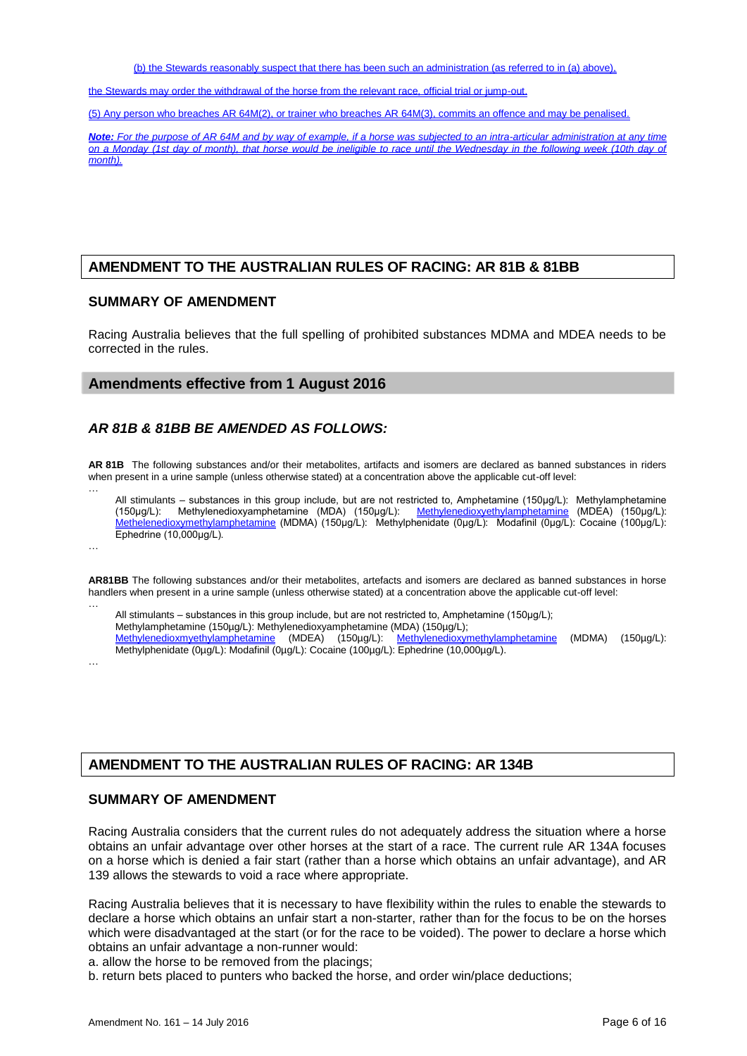(b) the Stewards reasonably suspect that there has been such an administration (as referred to in (a) above),

the Stewards may order the withdrawal of the horse from the relevant race, official trial or jump-out.

(5) Any person who breaches AR 64M(2), or trainer who breaches AR 64M(3), commits an offence and may be penalised.

***Note:*** *For the purpose of AR 64M and by way of example, if a horse was subjected to an intra-articular administration at any time on a Monday (1st day of month), that horse would be ineligible to race until the Wednesday in the following week (10th day of month).*

## AMENDMENT TO THE AUSTRALIAN RULES OF RACING: AR 81B & 81BB

### SUMMARY OF AMENDMENT

Racing Australia believes that the full spelling of prohibited substances MDMA and MDEA needs to be corrected in the rules.

### Amendments effective from 1 August 2016

### *AR 81B & 81BB BE AMENDED AS FOLLOWS:*

**AR 81B** The following substances and/or their metabolites, artifacts and isomers are declared as banned substances in riders when present in a urine sample (unless otherwise stated) at a concentration above the applicable cut-off level:

…

All stimulants – substances in this group include, but are not restricted to, Amphetamine (150µg/L): Methylamphetamine (150µg/L): Methylenedioxyamphetamine (MDA) (150µg/L): Methylenedioxyethylamphetamine (MDEA) (150µg/L): Methelenedioxymethylamphetamine (MDMA) (150µg/L): Methylphenidate (0µg/L): Modafinil (0µg/L): Cocaine (100µg/L): Ephedrine (10,000µg/L).

…

**AR81BB** The following substances and/or their metabolites, artefacts and isomers are declared as banned substances in horse handlers when present in a urine sample (unless otherwise stated) at a concentration above the applicable cut-off level:

…

All stimulants – substances in this group include, but are not restricted to, Amphetamine (150µg/L); Methylamphetamine (150µg/L): Methylenedioxyamphetamine (MDA) (150µg/L); Methylenedioxmyethylamphetamine (MDEA) (150µg/L): Methylenedioxymethylamphetamine (MDMA) (150µg/L): Methylphenidate (0µg/L): Modafinil (0µg/L): Cocaine (100µg/L): Ephedrine (10,000µg/L).

…

## AMENDMENT TO THE AUSTRALIAN RULES OF RACING: AR 134B

### SUMMARY OF AMENDMENT

Racing Australia considers that the current rules do not adequately address the situation where a horse obtains an unfair advantage over other horses at the start of a race. The current rule AR 134A focuses on a horse which is denied a fair start (rather than a horse which obtains an unfair advantage), and AR 139 allows the stewards to void a race where appropriate.

Racing Australia believes that it is necessary to have flexibility within the rules to enable the stewards to declare a horse which obtains an unfair start a non-starter, rather than for the focus to be on the horses which were disadvantaged at the start (or for the race to be voided). The power to declare a horse which obtains an unfair advantage a non-runner would:

a. allow the horse to be removed from the placings;

b. return bets placed to punters who backed the horse, and order win/place deductions;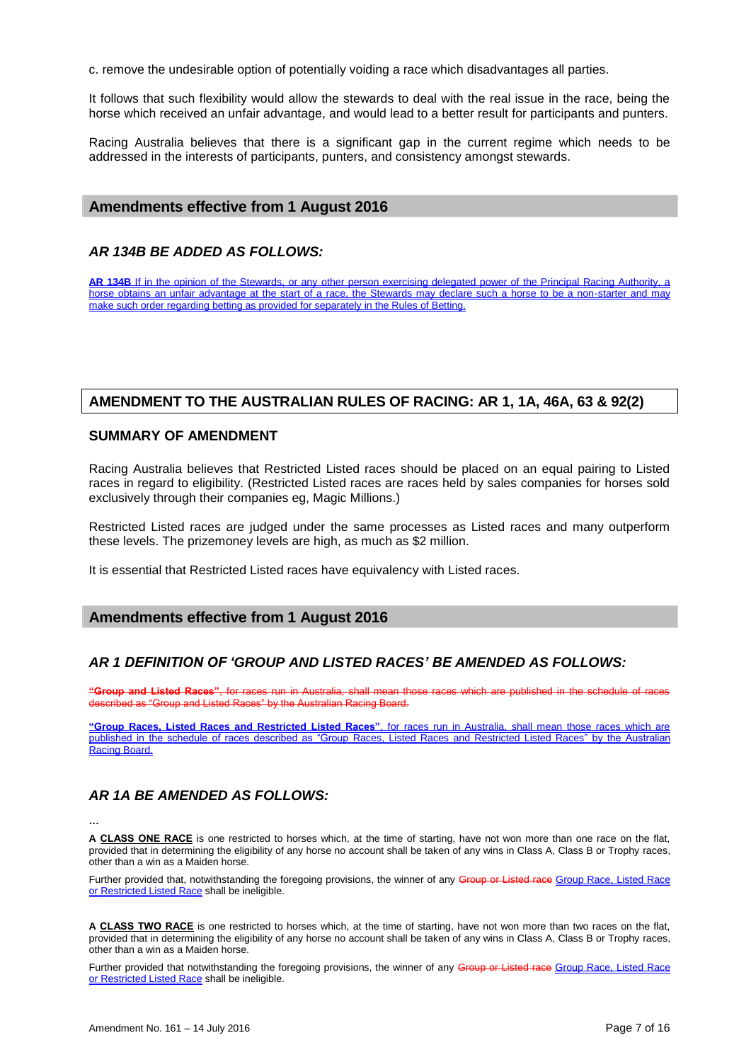c. remove the undesirable option of potentially voiding a race which disadvantages all parties.

It follows that such flexibility would allow the stewards to deal with the real issue in the race, being the horse which received an unfair advantage, and would lead to a better result for participants and punters.

Racing Australia believes that there is a significant gap in the current regime which needs to be addressed in the interests of participants, punters, and consistency amongst stewards.

## Amendments effective from 1 August 2016

### *AR 134B BE ADDED AS FOLLOWS:*

<u>**AR 134B** If in the opinion of the Stewards, or any other person exercising delegated power of the Principal Racing Authority, a horse obtains an unfair advantage at the start of a race, the Stewards may declare such a horse to be a non-starter and may make such order regarding betting as provided for separately in the Rules of Betting.</u>

## AMENDMENT TO THE AUSTRALIAN RULES OF RACING: AR 1, 1A, 46A, 63 & 92(2)

### SUMMARY OF AMENDMENT

Racing Australia believes that Restricted Listed races should be placed on an equal pairing to Listed races in regard to eligibility. (Restricted Listed races are races held by sales companies for horses sold exclusively through their companies eg, Magic Millions.)

Restricted Listed races are judged under the same processes as Listed races and many outperform these levels. The prizemoney levels are high, as much as $2 million.

It is essential that Restricted Listed races have equivalency with Listed races.

## Amendments effective from 1 August 2016

### *AR 1 DEFINITION OF 'GROUP AND LISTED RACES' BE AMENDED AS FOLLOWS:*

~~**"Group and Listed Races"**, for races run in Australia, shall mean those races which are published in the schedule of races described as "Group and Listed Races" by the Australian Racing Board.~~

<u>**"Group Races, Listed Races and Restricted Listed Races"**, for races run in Australia, shall mean those races which are published in the schedule of races described as "Group Races, Listed Races and Restricted Listed Races" by the Australian Racing Board.</u>

### *AR 1A BE AMENDED AS FOLLOWS:*

...

A **<u>CLASS ONE RACE</u>** is one restricted to horses which, at the time of starting, have not won more than one race on the flat, provided that in determining the eligibility of any horse no account shall be taken of any wins in Class A, Class B or Trophy races, other than a win as a Maiden horse.

Further provided that, notwithstanding the foregoing provisions, the winner of any ~~Group or Listed race~~ <u>Group Race, Listed Race or Restricted Listed Race</u> shall be ineligible.

A **<u>CLASS TWO RACE</u>** is one restricted to horses which, at the time of starting, have not won more than two races on the flat, provided that in determining the eligibility of any horse no account shall be taken of any wins in Class A, Class B or Trophy races, other than a win as a Maiden horse.

Further provided that notwithstanding the foregoing provisions, the winner of any ~~Group or Listed race~~ <u>Group Race, Listed Race or Restricted Listed Race</u> shall be ineligible.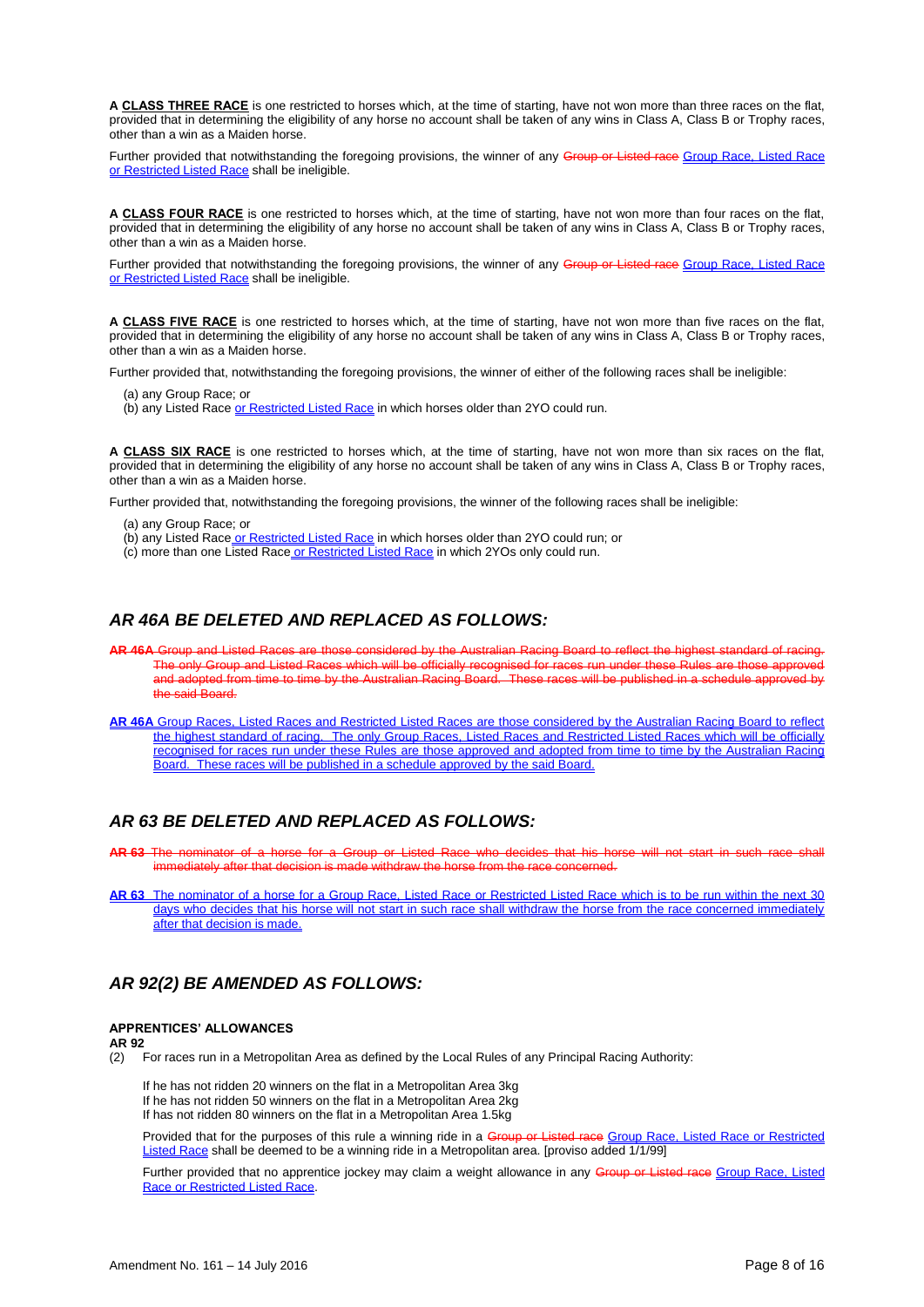**A CLASS THREE RACE** is one restricted to horses which, at the time of starting, have not won more than three races on the flat, provided that in determining the eligibility of any horse no account shall be taken of any wins in Class A, Class B or Trophy races, other than a win as a Maiden horse.

Further provided that notwithstanding the foregoing provisions, the winner of any ~~Group or Listed race~~ Group Race, Listed Race or Restricted Listed Race shall be ineligible.

**A CLASS FOUR RACE** is one restricted to horses which, at the time of starting, have not won more than four races on the flat, provided that in determining the eligibility of any horse no account shall be taken of any wins in Class A, Class B or Trophy races, other than a win as a Maiden horse.

Further provided that notwithstanding the foregoing provisions, the winner of any ~~Group or Listed race~~ Group Race, Listed Race or Restricted Listed Race shall be ineligible.

**A CLASS FIVE RACE** is one restricted to horses which, at the time of starting, have not won more than five races on the flat, provided that in determining the eligibility of any horse no account shall be taken of any wins in Class A, Class B or Trophy races, other than a win as a Maiden horse.

Further provided that, notwithstanding the foregoing provisions, the winner of either of the following races shall be ineligible:

(a) any Group Race; or
(b) any Listed Race or Restricted Listed Race in which horses older than 2YO could run.

**A CLASS SIX RACE** is one restricted to horses which, at the time of starting, have not won more than six races on the flat, provided that in determining the eligibility of any horse no account shall be taken of any wins in Class A, Class B or Trophy races, other than a win as a Maiden horse.

Further provided that, notwithstanding the foregoing provisions, the winner of the following races shall be ineligible:

(a) any Group Race; or
(b) any Listed Race or Restricted Listed Race in which horses older than 2YO could run; or
(c) more than one Listed Race or Restricted Listed Race in which 2YOs only could run.

## *AR 46A BE DELETED AND REPLACED AS FOLLOWS:*

~~**AR 46A** Group and Listed Races are those considered by the Australian Racing Board to reflect the highest standard of racing. The only Group and Listed Races which will be officially recognised for races run under these Rules are those approved and adopted from time to time by the Australian Racing Board. These races will be published in a schedule approved by the said Board.~~

**AR 46A** Group Races, Listed Races and Restricted Listed Races are those considered by the Australian Racing Board to reflect the highest standard of racing. The only Group Races, Listed Races and Restricted Listed Races which will be officially recognised for races run under these Rules are those approved and adopted from time to time by the Australian Racing Board. These races will be published in a schedule approved by the said Board.

## *AR 63 BE DELETED AND REPLACED AS FOLLOWS:*

~~**AR 63** The nominator of a horse for a Group or Listed Race who decides that his horse will not start in such race shall immediately after that decision is made withdraw the horse from the race concerned.~~

**AR 63** The nominator of a horse for a Group Race, Listed Race or Restricted Listed Race which is to be run within the next 30 days who decides that his horse will not start in such race shall withdraw the horse from the race concerned immediately after that decision is made.

## *AR 92(2) BE AMENDED AS FOLLOWS:*

**APPRENTICES' ALLOWANCES**
**AR 92**
(2) For races run in a Metropolitan Area as defined by the Local Rules of any Principal Racing Authority:

If he has not ridden 20 winners on the flat in a Metropolitan Area 3kg
If he has not ridden 50 winners on the flat in a Metropolitan Area 2kg
If has not ridden 80 winners on the flat in a Metropolitan Area 1.5kg

Provided that for the purposes of this rule a winning ride in a ~~Group or Listed race~~ Group Race, Listed Race or Restricted Listed Race shall be deemed to be a winning ride in a Metropolitan area. [proviso added 1/1/99]

Further provided that no apprentice jockey may claim a weight allowance in any ~~Group or Listed race~~ Group Race, Listed Race or Restricted Listed Race.

Amendment No. 161 – 14 July 2016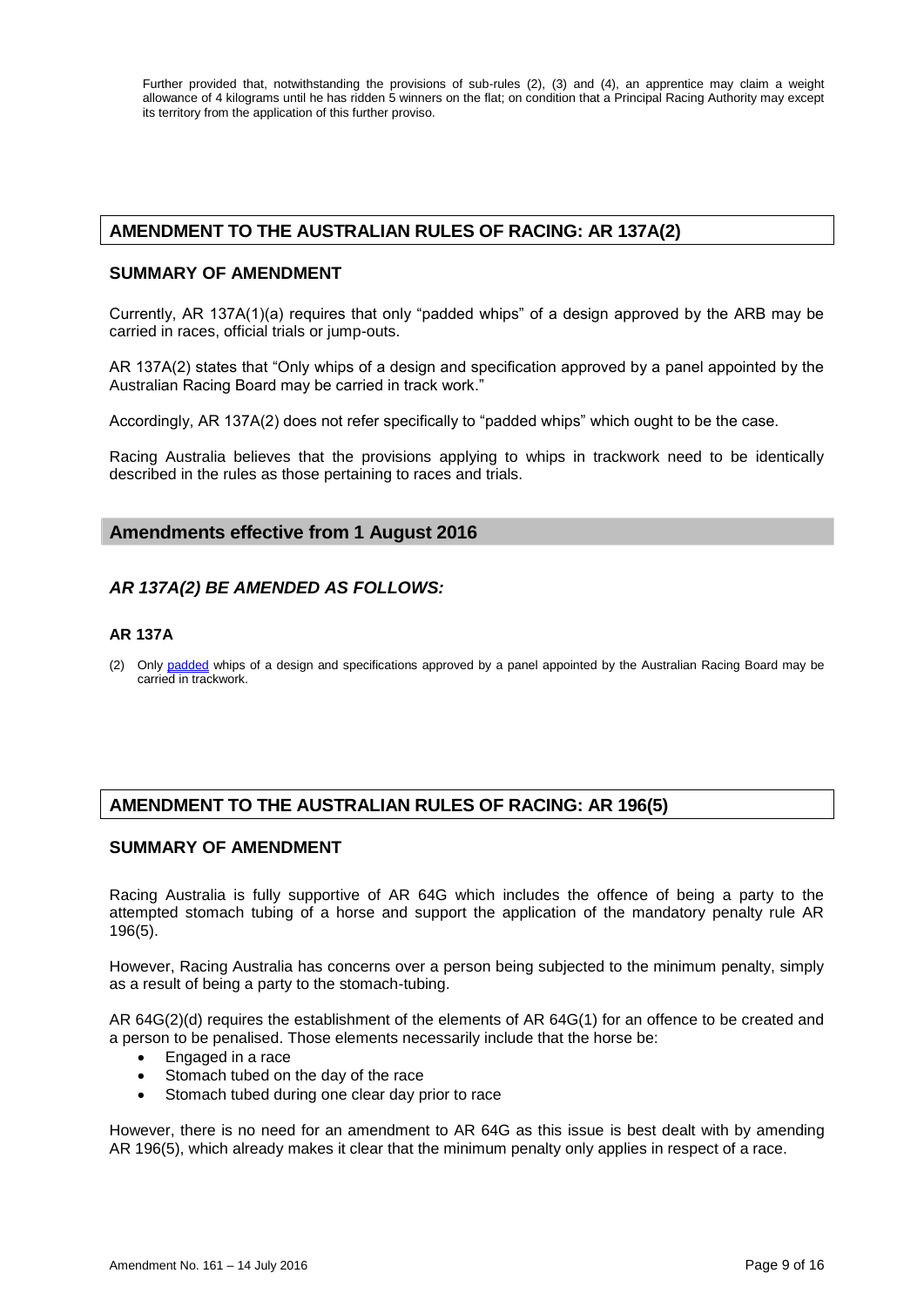Further provided that, notwithstanding the provisions of sub-rules (2), (3) and (4), an apprentice may claim a weight allowance of 4 kilograms until he has ridden 5 winners on the flat; on condition that a Principal Racing Authority may except its territory from the application of this further proviso.

## AMENDMENT TO THE AUSTRALIAN RULES OF RACING: AR 137A(2)

### SUMMARY OF AMENDMENT

Currently, AR 137A(1)(a) requires that only "padded whips" of a design approved by the ARB may be carried in races, official trials or jump-outs.

AR 137A(2) states that "Only whips of a design and specification approved by a panel appointed by the Australian Racing Board may be carried in track work."

Accordingly, AR 137A(2) does not refer specifically to "padded whips" which ought to be the case.

Racing Australia believes that the provisions applying to whips in trackwork need to be identically described in the rules as those pertaining to races and trials.

## Amendments effective from 1 August 2016

### *AR 137A(2) BE AMENDED AS FOLLOWS:*

#### AR 137A

(2) Only padded whips of a design and specifications approved by a panel appointed by the Australian Racing Board may be carried in trackwork.

## AMENDMENT TO THE AUSTRALIAN RULES OF RACING: AR 196(5)

### SUMMARY OF AMENDMENT

Racing Australia is fully supportive of AR 64G which includes the offence of being a party to the attempted stomach tubing of a horse and support the application of the mandatory penalty rule AR 196(5).

However, Racing Australia has concerns over a person being subjected to the minimum penalty, simply as a result of being a party to the stomach-tubing.

AR 64G(2)(d) requires the establishment of the elements of AR 64G(1) for an offence to be created and a person to be penalised. Those elements necessarily include that the horse be:

- Engaged in a race
- Stomach tubed on the day of the race
- Stomach tubed during one clear day prior to race

However, there is no need for an amendment to AR 64G as this issue is best dealt with by amending AR 196(5), which already makes it clear that the minimum penalty only applies in respect of a race.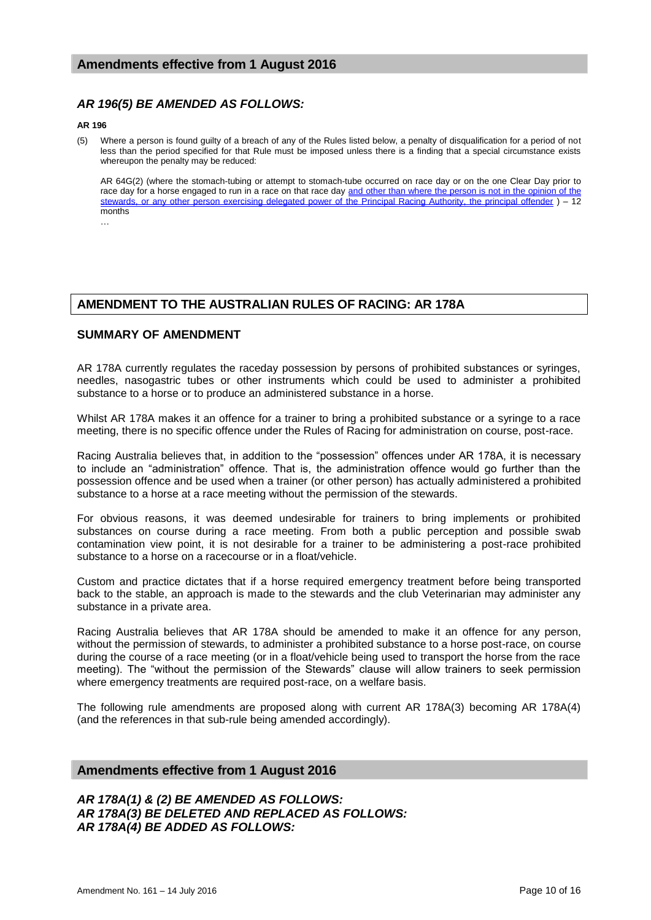## Amendments effective from 1 August 2016

### *AR 196(5) BE AMENDED AS FOLLOWS:*

**AR 196**

(5) Where a person is found guilty of a breach of any of the Rules listed below, a penalty of disqualification for a period of not less than the period specified for that Rule must be imposed unless there is a finding that a special circumstance exists whereupon the penalty may be reduced:

AR 64G(2) (where the stomach-tubing or attempt to stomach-tube occurred on race day or on the one Clear Day prior to race day for a horse engaged to run in a race on that race day and other than where the person is not in the opinion of the stewards, or any other person exercising delegated power of the Principal Racing Authority, the principal offender ) – 12 months

…

## AMENDMENT TO THE AUSTRALIAN RULES OF RACING: AR 178A

### SUMMARY OF AMENDMENT

AR 178A currently regulates the raceday possession by persons of prohibited substances or syringes, needles, nasogastric tubes or other instruments which could be used to administer a prohibited substance to a horse or to produce an administered substance in a horse.

Whilst AR 178A makes it an offence for a trainer to bring a prohibited substance or a syringe to a race meeting, there is no specific offence under the Rules of Racing for administration on course, post-race.

Racing Australia believes that, in addition to the "possession" offences under AR 178A, it is necessary to include an "administration" offence. That is, the administration offence would go further than the possession offence and be used when a trainer (or other person) has actually administered a prohibited substance to a horse at a race meeting without the permission of the stewards.

For obvious reasons, it was deemed undesirable for trainers to bring implements or prohibited substances on course during a race meeting. From both a public perception and possible swab contamination view point, it is not desirable for a trainer to be administering a post-race prohibited substance to a horse on a racecourse or in a float/vehicle.

Custom and practice dictates that if a horse required emergency treatment before being transported back to the stable, an approach is made to the stewards and the club Veterinarian may administer any substance in a private area.

Racing Australia believes that AR 178A should be amended to make it an offence for any person, without the permission of stewards, to administer a prohibited substance to a horse post-race, on course during the course of a race meeting (or in a float/vehicle being used to transport the horse from the race meeting). The "without the permission of the Stewards" clause will allow trainers to seek permission where emergency treatments are required post-race, on a welfare basis.

The following rule amendments are proposed along with current AR 178A(3) becoming AR 178A(4) (and the references in that sub-rule being amended accordingly).

## Amendments effective from 1 August 2016

### *AR 178A(1) & (2) BE AMENDED AS FOLLOWS:*
### *AR 178A(3) BE DELETED AND REPLACED AS FOLLOWS:*
### *AR 178A(4) BE ADDED AS FOLLOWS:*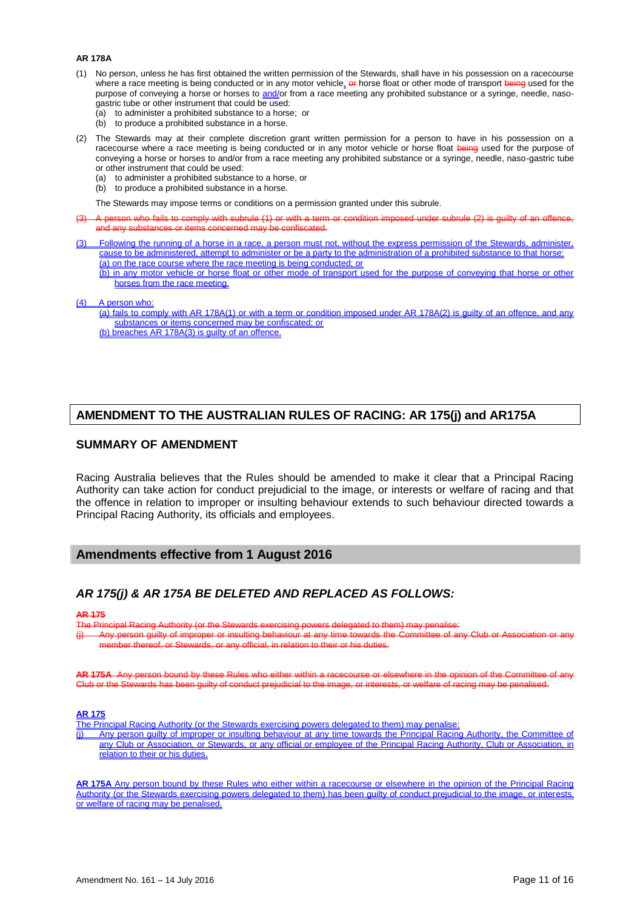**AR 178A**

(1) No person, unless he has first obtained the written permission of the Stewards, shall have in his possession on a racecourse where a race meeting is being conducted or in any motor vehicle, ~~or~~ horse float or other mode of transport ~~being~~ used for the purpose of conveying a horse or horses to and/or from a race meeting any prohibited substance or a syringe, needle, naso-gastric tube or other instrument that could be used:

 (a) to administer a prohibited substance to a horse; or
 (b) to produce a prohibited substance in a horse.

(2) The Stewards may at their complete discretion grant written permission for a person to have in his possession on a racecourse where a race meeting is being conducted or in any motor vehicle or horse float ~~being~~ used for the purpose of conveying a horse or horses to and/or from a race meeting any prohibited substance or a syringe, needle, naso-gastric tube or other instrument that could be used:

 (a) to administer a prohibited substance to a horse, or
 (b) to produce a prohibited substance in a horse.

 The Stewards may impose terms or conditions on a permission granted under this subrule.

~~(3) A person who fails to comply with subrule (1) or with a term or condition imposed under subrule (2) is guilty of an offence, and any substances or items concerned may be confiscated.~~

(3) Following the running of a horse in a race, a person must not, without the express permission of the Stewards, administer, cause to be administered, attempt to administer or be a party to the administration of a prohibited substance to that horse:
 (a) on the race course where the race meeting is being conducted; or
 (b) in any motor vehicle or horse float or other mode of transport used for the purpose of conveying that horse or other horses from the race meeting.

(4) A person who:
 (a) fails to comply with AR 178A(1) or with a term or condition imposed under AR 178A(2) is guilty of an offence, and any substances or items concerned may be confiscated; or
 (b) breaches AR 178A(3) is guilty of an offence.

## AMENDMENT TO THE AUSTRALIAN RULES OF RACING: AR 175(j) and AR175A

## SUMMARY OF AMENDMENT

Racing Australia believes that the Rules should be amended to make it clear that a Principal Racing Authority can take action for conduct prejudicial to the image, or interests or welfare of racing and that the offence in relation to improper or insulting behaviour extends to such behaviour directed towards a Principal Racing Authority, its officials and employees.

## Amendments effective from 1 August 2016

### *AR 175(j) & AR 175A BE DELETED AND REPLACED AS FOLLOWS:*

~~**AR 175**~~

~~The Principal Racing Authority (or the Stewards exercising powers delegated to them) may penalise:~~

~~(j) Any person guilty of improper or insulting behaviour at any time towards the Committee of any Club or Association or any member thereof, or Stewards, or any official, in relation to their or his duties.~~

~~**AR 175A** Any person bound by these Rules who either within a racecourse or elsewhere in the opinion of the Committee of any Club or the Stewards has been guilty of conduct prejudicial to the image, or interests, or welfare of racing may be penalised.~~

**AR 175**

The Principal Racing Authority (or the Stewards exercising powers delegated to them) may penalise:

(j) Any person guilty of improper or insulting behaviour at any time towards the Principal Racing Authority, the Committee of any Club or Association, or Stewards, or any official or employee of the Principal Racing Authority, Club or Association, in relation to their or his duties.

**AR 175A** Any person bound by these Rules who either within a racecourse or elsewhere in the opinion of the Principal Racing Authority (or the Stewards exercising powers delegated to them) has been guilty of conduct prejudicial to the image, or interests, or welfare of racing may be penalised.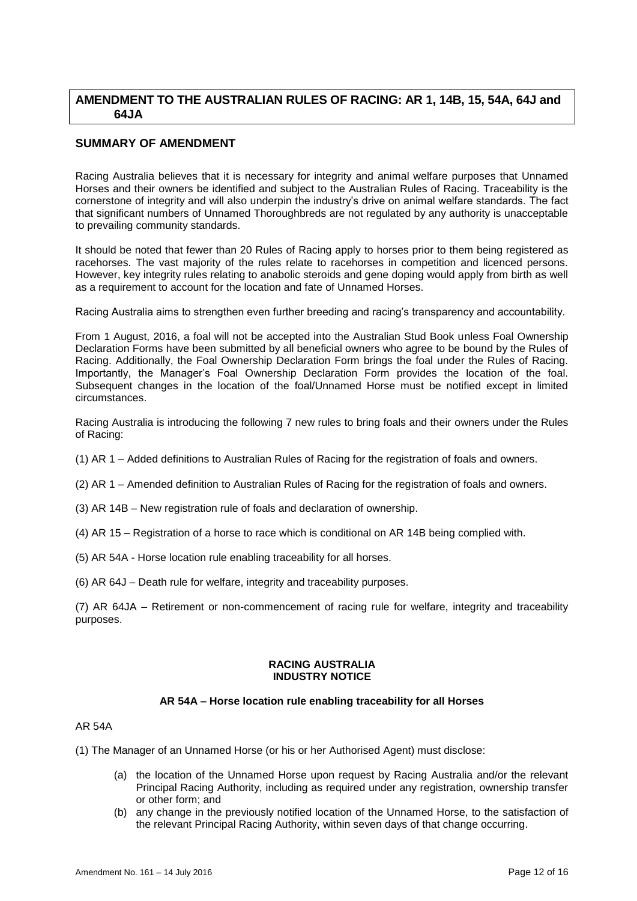## AMENDMENT TO THE AUSTRALIAN RULES OF RACING: AR 1, 14B, 15, 54A, 64J and 64JA

### SUMMARY OF AMENDMENT

Racing Australia believes that it is necessary for integrity and animal welfare purposes that Unnamed Horses and their owners be identified and subject to the Australian Rules of Racing. Traceability is the cornerstone of integrity and will also underpin the industry's drive on animal welfare standards. The fact that significant numbers of Unnamed Thoroughbreds are not regulated by any authority is unacceptable to prevailing community standards.

It should be noted that fewer than 20 Rules of Racing apply to horses prior to them being registered as racehorses. The vast majority of the rules relate to racehorses in competition and licenced persons. However, key integrity rules relating to anabolic steroids and gene doping would apply from birth as well as a requirement to account for the location and fate of Unnamed Horses.

Racing Australia aims to strengthen even further breeding and racing's transparency and accountability.

From 1 August, 2016, a foal will not be accepted into the Australian Stud Book unless Foal Ownership Declaration Forms have been submitted by all beneficial owners who agree to be bound by the Rules of Racing. Additionally, the Foal Ownership Declaration Form brings the foal under the Rules of Racing. Importantly, the Manager's Foal Ownership Declaration Form provides the location of the foal. Subsequent changes in the location of the foal/Unnamed Horse must be notified except in limited circumstances.

Racing Australia is introducing the following 7 new rules to bring foals and their owners under the Rules of Racing:

(1) AR 1 – Added definitions to Australian Rules of Racing for the registration of foals and owners.

(2) AR 1 – Amended definition to Australian Rules of Racing for the registration of foals and owners.

(3) AR 14B – New registration rule of foals and declaration of ownership.

(4) AR 15 – Registration of a horse to race which is conditional on AR 14B being complied with.

(5) AR 54A - Horse location rule enabling traceability for all horses.

(6) AR 64J – Death rule for welfare, integrity and traceability purposes.

(7) AR 64JA – Retirement or non-commencement of racing rule for welfare, integrity and traceability purposes.

**RACING AUSTRALIA**
**INDUSTRY NOTICE**

**AR 54A – Horse location rule enabling traceability for all Horses**

AR 54A

(1) The Manager of an Unnamed Horse (or his or her Authorised Agent) must disclose:

- (a) the location of the Unnamed Horse upon request by Racing Australia and/or the relevant Principal Racing Authority, including as required under any registration, ownership transfer or other form; and
- (b) any change in the previously notified location of the Unnamed Horse, to the satisfaction of the relevant Principal Racing Authority, within seven days of that change occurring.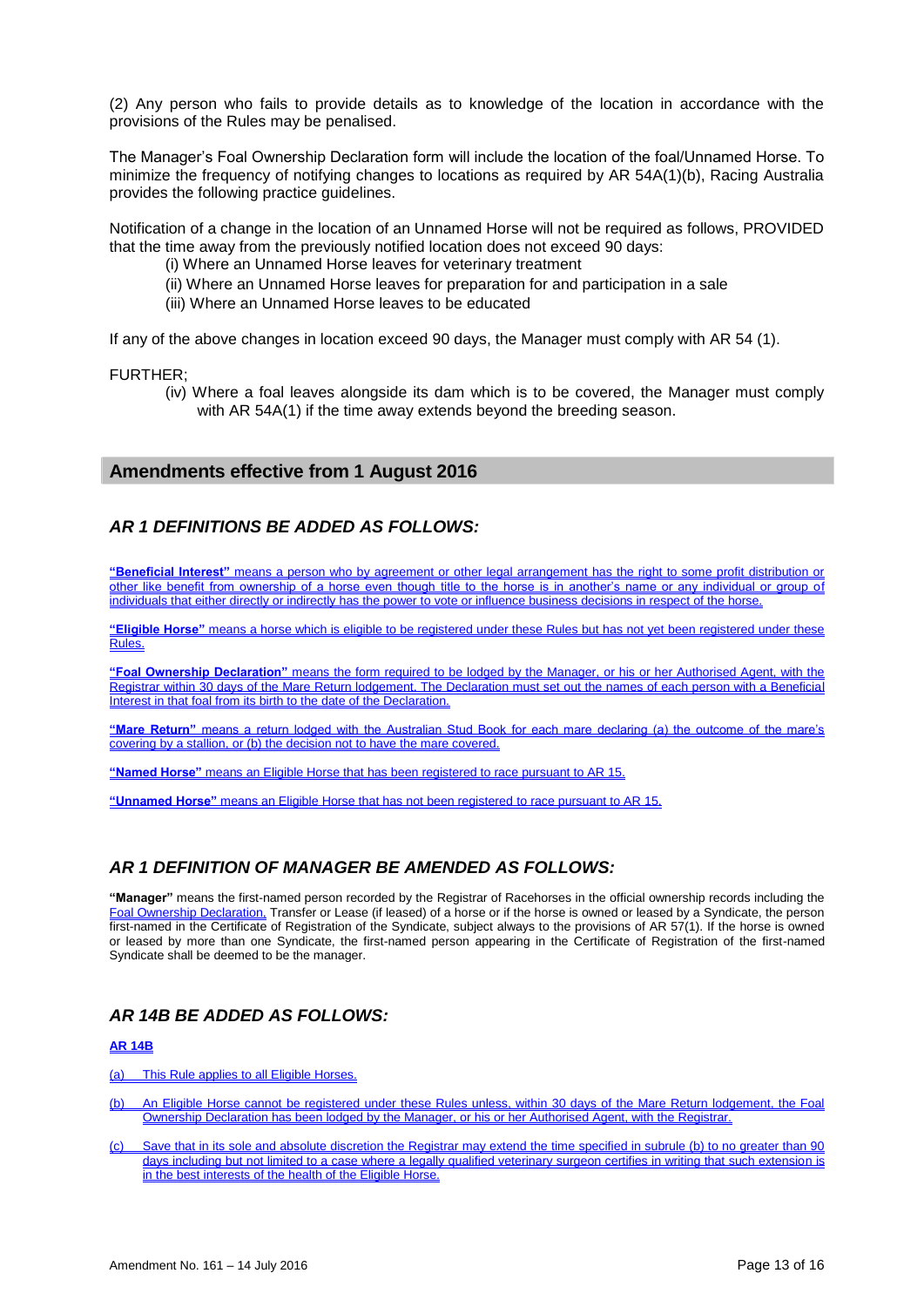(2) Any person who fails to provide details as to knowledge of the location in accordance with the provisions of the Rules may be penalised.

The Manager's Foal Ownership Declaration form will include the location of the foal/Unnamed Horse. To minimize the frequency of notifying changes to locations as required by AR 54A(1)(b), Racing Australia provides the following practice guidelines.

Notification of a change in the location of an Unnamed Horse will not be required as follows, PROVIDED that the time away from the previously notified location does not exceed 90 days:

(i) Where an Unnamed Horse leaves for veterinary treatment

(ii) Where an Unnamed Horse leaves for preparation for and participation in a sale

(iii) Where an Unnamed Horse leaves to be educated

If any of the above changes in location exceed 90 days, the Manager must comply with AR 54 (1).

FURTHER;

(iv) Where a foal leaves alongside its dam which is to be covered, the Manager must comply with AR 54A(1) if the time away extends beyond the breeding season.

## Amendments effective from 1 August 2016

### *AR 1 DEFINITIONS BE ADDED AS FOLLOWS:*

**"Beneficial Interest"** means a person who by agreement or other legal arrangement has the right to some profit distribution or other like benefit from ownership of a horse even though title to the horse is in another's name or any individual or group of individuals that either directly or indirectly has the power to vote or influence business decisions in respect of the horse.

**"Eligible Horse"** means a horse which is eligible to be registered under these Rules but has not yet been registered under these Rules.

**"Foal Ownership Declaration"** means the form required to be lodged by the Manager, or his or her Authorised Agent, with the Registrar within 30 days of the Mare Return lodgement. The Declaration must set out the names of each person with a Beneficial Interest in that foal from its birth to the date of the Declaration.

**"Mare Return"** means a return lodged with the Australian Stud Book for each mare declaring (a) the outcome of the mare's covering by a stallion, or (b) the decision not to have the mare covered.

**"Named Horse"** means an Eligible Horse that has been registered to race pursuant to AR 15.

**"Unnamed Horse"** means an Eligible Horse that has not been registered to race pursuant to AR 15.

### *AR 1 DEFINITION OF MANAGER BE AMENDED AS FOLLOWS:*

**"Manager"** means the first-named person recorded by the Registrar of Racehorses in the official ownership records including the Foal Ownership Declaration, Transfer or Lease (if leased) of a horse or if the horse is owned or leased by a Syndicate, the person first-named in the Certificate of Registration of the Syndicate, subject always to the provisions of AR 57(1). If the horse is owned or leased by more than one Syndicate, the first-named person appearing in the Certificate of Registration of the first-named Syndicate shall be deemed to be the manager.

### *AR 14B BE ADDED AS FOLLOWS:*

**AR 14B**

(a) This Rule applies to all Eligible Horses.

(b) An Eligible Horse cannot be registered under these Rules unless, within 30 days of the Mare Return lodgement, the Foal Ownership Declaration has been lodged by the Manager, or his or her Authorised Agent, with the Registrar.

(c) Save that in its sole and absolute discretion the Registrar may extend the time specified in subrule (b) to no greater than 90 days including but not limited to a case where a legally qualified veterinary surgeon certifies in writing that such extension is in the best interests of the health of the Eligible Horse.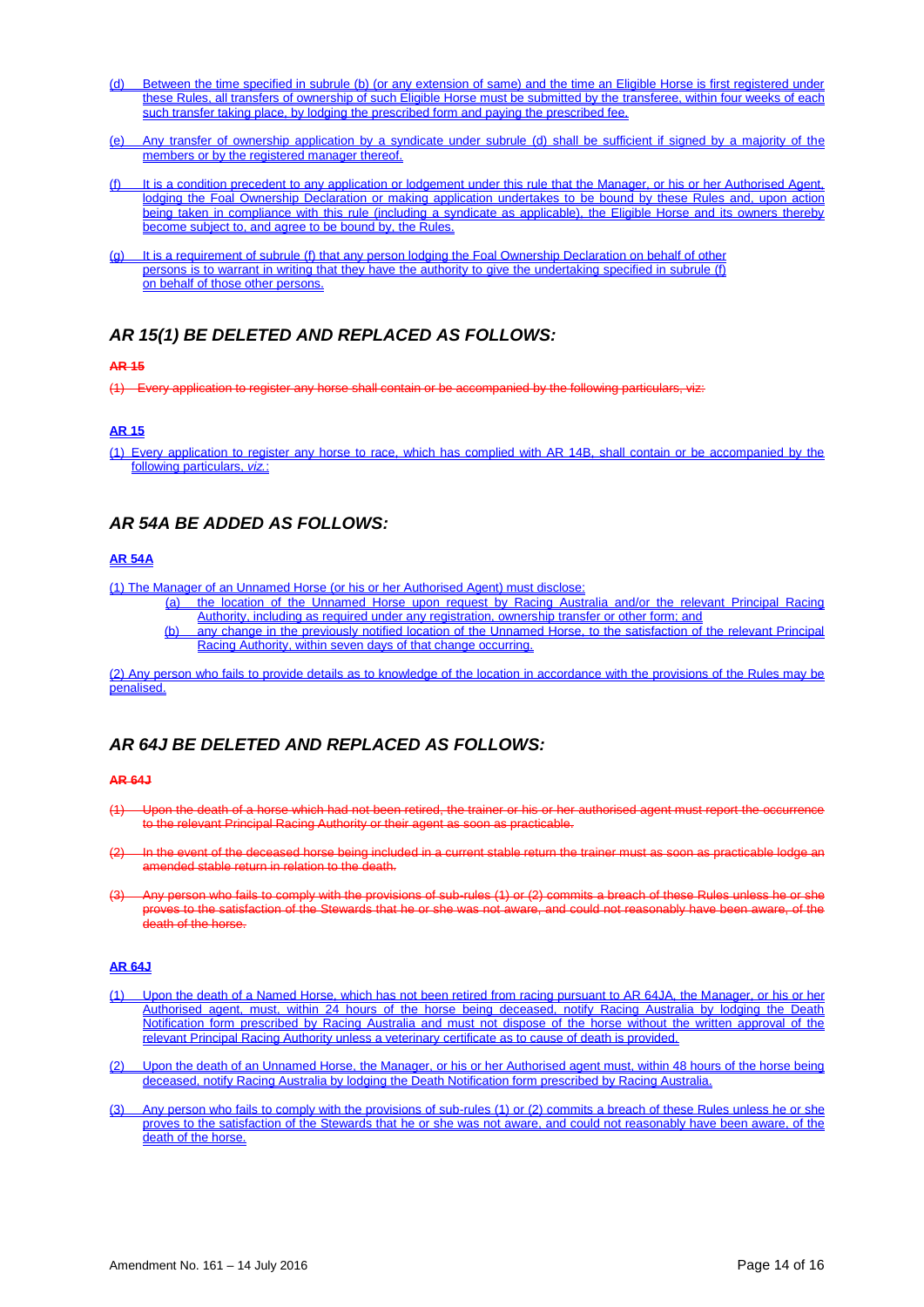(d) Between the time specified in subrule (b) (or any extension of same) and the time an Eligible Horse is first registered under these Rules, all transfers of ownership of such Eligible Horse must be submitted by the transferee, within four weeks of each such transfer taking place, by lodging the prescribed form and paying the prescribed fee.

(e) Any transfer of ownership application by a syndicate under subrule (d) shall be sufficient if signed by a majority of the members or by the registered manager thereof.

(f) It is a condition precedent to any application or lodgement under this rule that the Manager, or his or her Authorised Agent, lodging the Foal Ownership Declaration or making application undertakes to be bound by these Rules and, upon action being taken in compliance with this rule (including a syndicate as applicable), the Eligible Horse and its owners thereby become subject to, and agree to be bound by, the Rules.

(g) It is a requirement of subrule (f) that any person lodging the Foal Ownership Declaration on behalf of other persons is to warrant in writing that they have the authority to give the undertaking specified in subrule (f) on behalf of those other persons.

## *AR 15(1) BE DELETED AND REPLACED AS FOLLOWS:*

~~**AR 15**~~

~~(1) Every application to register any horse shall contain or be accompanied by the following particulars, viz:~~

**AR 15**

(1) Every application to register any horse to race, which has complied with AR 14B, shall contain or be accompanied by the following particulars, *viz*.:

## *AR 54A BE ADDED AS FOLLOWS:*

**AR 54A**

(1) The Manager of an Unnamed Horse (or his or her Authorised Agent) must disclose:

(a) the location of the Unnamed Horse upon request by Racing Australia and/or the relevant Principal Racing Authority, including as required under any registration, ownership transfer or other form; and

(b) any change in the previously notified location of the Unnamed Horse, to the satisfaction of the relevant Principal Racing Authority, within seven days of that change occurring.

(2) Any person who fails to provide details as to knowledge of the location in accordance with the provisions of the Rules may be penalised.

## *AR 64J BE DELETED AND REPLACED AS FOLLOWS:*

~~**AR 64J**~~

~~(1) Upon the death of a horse which had not been retired, the trainer or his or her authorised agent must report the occurrence to the relevant Principal Racing Authority or their agent as soon as practicable.~~

~~(2) In the event of the deceased horse being included in a current stable return the trainer must as soon as practicable lodge an amended stable return in relation to the death.~~

~~(3) Any person who fails to comply with the provisions of sub-rules (1) or (2) commits a breach of these Rules unless he or she proves to the satisfaction of the Stewards that he or she was not aware, and could not reasonably have been aware, of the death of the horse.~~

**AR 64J**

(1) Upon the death of a Named Horse, which has not been retired from racing pursuant to AR 64JA, the Manager, or his or her Authorised agent, must, within 24 hours of the horse being deceased, notify Racing Australia by lodging the Death Notification form prescribed by Racing Australia and must not dispose of the horse without the written approval of the relevant Principal Racing Authority unless a veterinary certificate as to cause of death is provided.

(2) Upon the death of an Unnamed Horse, the Manager, or his or her Authorised agent must, within 48 hours of the horse being deceased, notify Racing Australia by lodging the Death Notification form prescribed by Racing Australia.

(3) Any person who fails to comply with the provisions of sub-rules (1) or (2) commits a breach of these Rules unless he or she proves to the satisfaction of the Stewards that he or she was not aware, and could not reasonably have been aware, of the death of the horse.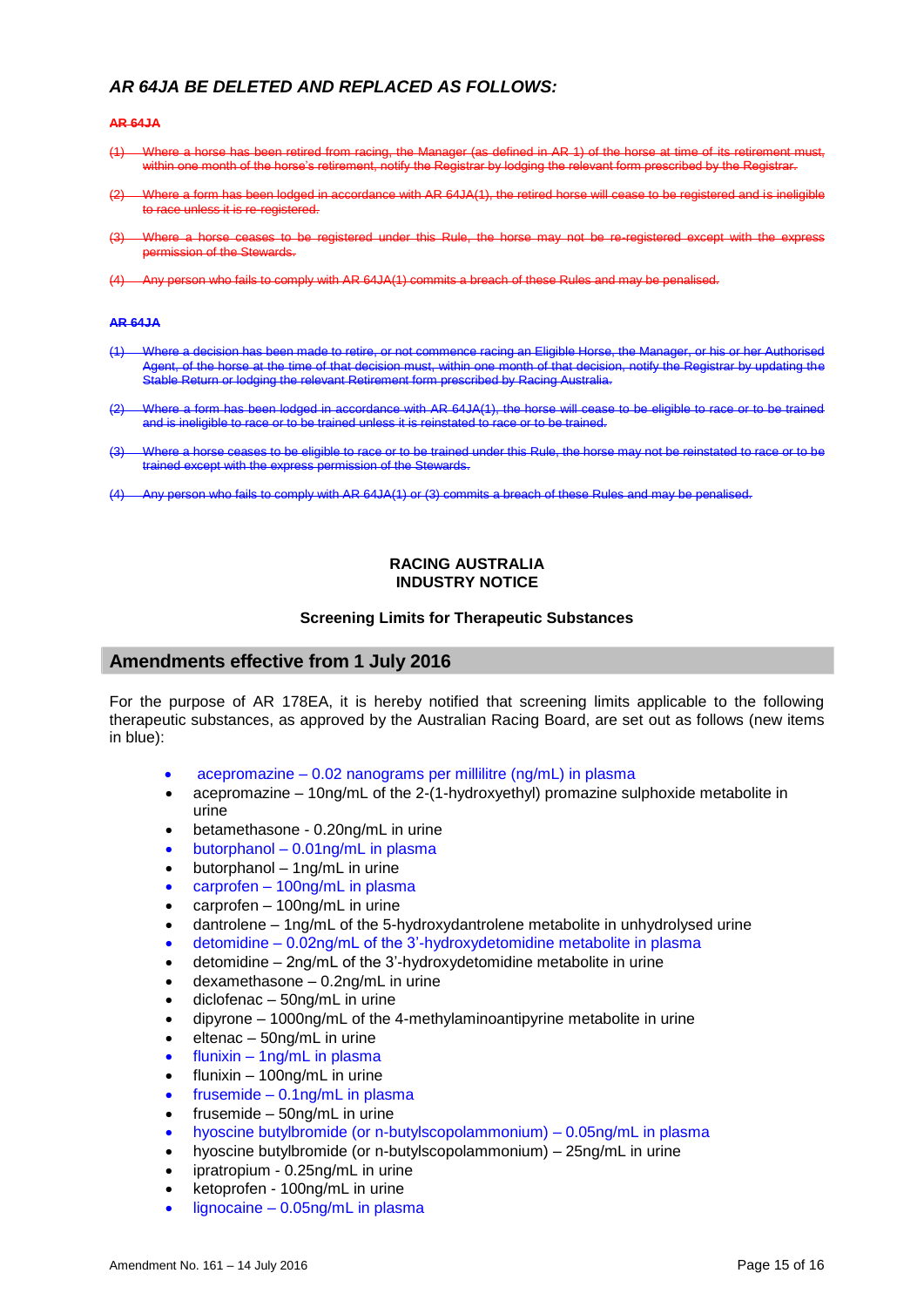## *AR 64JA BE DELETED AND REPLACED AS FOLLOWS:*

~~**AR 64JA**~~

~~(1) Where a horse has been retired from racing, the Manager (as defined in AR 1) of the horse at time of its retirement must, within one month of the horse's retirement, notify the Registrar by lodging the relevant form prescribed by the Registrar.~~

~~(2) Where a form has been lodged in accordance with AR 64JA(1), the retired horse will cease to be registered and is ineligible to race unless it is re-registered.~~

~~(3) Where a horse ceases to be registered under this Rule, the horse may not be re-registered except with the express permission of the Stewards.~~

~~(4) Any person who fails to comply with AR 64JA(1) commits a breach of these Rules and may be penalised.~~

~~**AR 64JA**~~

~~(1) Where a decision has been made to retire, or not commence racing an Eligible Horse, the Manager, or his or her Authorised Agent, of the horse at the time of that decision must, within one month of that decision, notify the Registrar by updating the Stable Return or lodging the relevant Retirement form prescribed by Racing Australia.~~

~~(2) Where a form has been lodged in accordance with AR 64JA(1), the horse will cease to be eligible to race or to be trained and is ineligible to race or to be trained unless it is reinstated to race or to be trained.~~

~~(3) Where a horse ceases to be eligible to race or to be trained under this Rule, the horse may not be reinstated to race or to be trained except with the express permission of the Stewards.~~

~~(4) Any person who fails to comply with AR 64JA(1) or (3) commits a breach of these Rules and may be penalised.~~

**RACING AUSTRALIA**
**INDUSTRY NOTICE**

**Screening Limits for Therapeutic Substances**

## Amendments effective from 1 July 2016

For the purpose of AR 178EA, it is hereby notified that screening limits applicable to the following therapeutic substances, as approved by the Australian Racing Board, are set out as follows (new items in blue):

- acepromazine – 0.02 nanograms per millilitre (ng/mL) in plasma
- acepromazine – 10ng/mL of the 2-(1-hydroxyethyl) promazine sulphoxide metabolite in urine
- betamethasone - 0.20ng/mL in urine
- butorphanol – 0.01ng/mL in plasma
- butorphanol – 1ng/mL in urine
- carprofen – 100ng/mL in plasma
- carprofen – 100ng/mL in urine
- dantrolene – 1ng/mL of the 5-hydroxydantrolene metabolite in unhydrolysed urine
- detomidine – 0.02ng/mL of the 3'-hydroxydetomidine metabolite in plasma
- detomidine – 2ng/mL of the 3'-hydroxydetomidine metabolite in urine
- dexamethasone – 0.2ng/mL in urine
- diclofenac – 50ng/mL in urine
- dipyrone – 1000ng/mL of the 4-methylaminoantipyrine metabolite in urine
- eltenac – 50ng/mL in urine
- flunixin – 1ng/mL in plasma
- flunixin – 100ng/mL in urine
- frusemide – 0.1ng/mL in plasma
- frusemide – 50ng/mL in urine
- hyoscine butylbromide (or n-butylscopolammonium) – 0.05ng/mL in plasma
- hyoscine butylbromide (or n-butylscopolammonium) – 25ng/mL in urine
- ipratropium - 0.25ng/mL in urine
- ketoprofen - 100ng/mL in urine
- lignocaine – 0.05ng/mL in plasma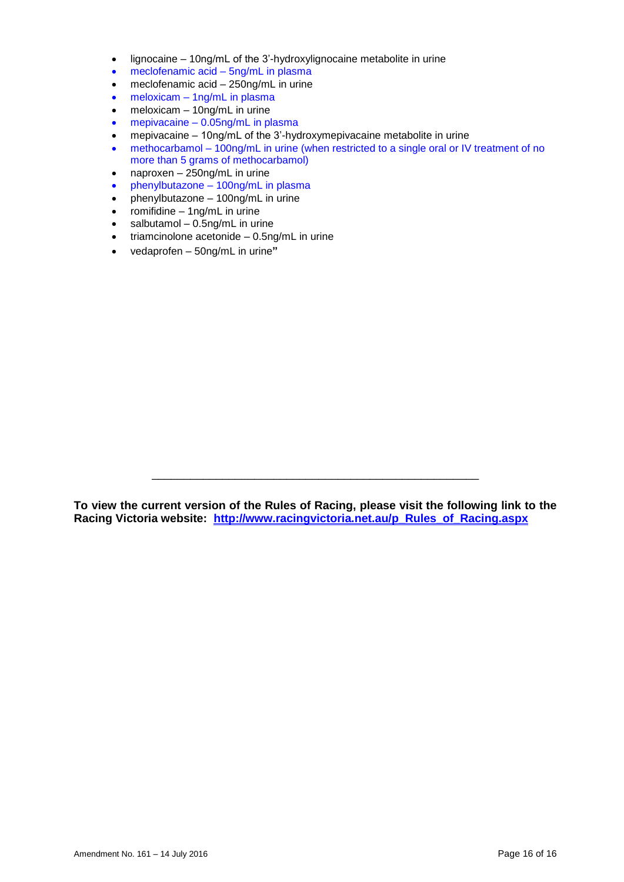- lignocaine – 10ng/mL of the 3'-hydroxylignocaine metabolite in urine
- meclofenamic acid – 5ng/mL in plasma
- meclofenamic acid – 250ng/mL in urine
- meloxicam – 1ng/mL in plasma
- meloxicam – 10ng/mL in urine
- mepivacaine – 0.05ng/mL in plasma
- mepivacaine – 10ng/mL of the 3'-hydroxymepivacaine metabolite in urine
- methocarbamol – 100ng/mL in urine (when restricted to a single oral or IV treatment of no more than 5 grams of methocarbamol)
- naproxen – 250ng/mL in urine
- phenylbutazone – 100ng/mL in plasma
- phenylbutazone – 100ng/mL in urine
- romifidine – 1ng/mL in urine
- salbutamol – 0.5ng/mL in urine
- triamcinolone acetonide – 0.5ng/mL in urine
- vedaprofen – 50ng/mL in urine**"**

---

**To view the current version of the Rules of Racing, please visit the following link to the Racing Victoria website: [http://www.racingvictoria.net.au/p_Rules_of_Racing.aspx](http://www.racingvictoria.net.au/p_Rules_of_Racing.aspx)**

Amendment No. 161 – 14 July 2016